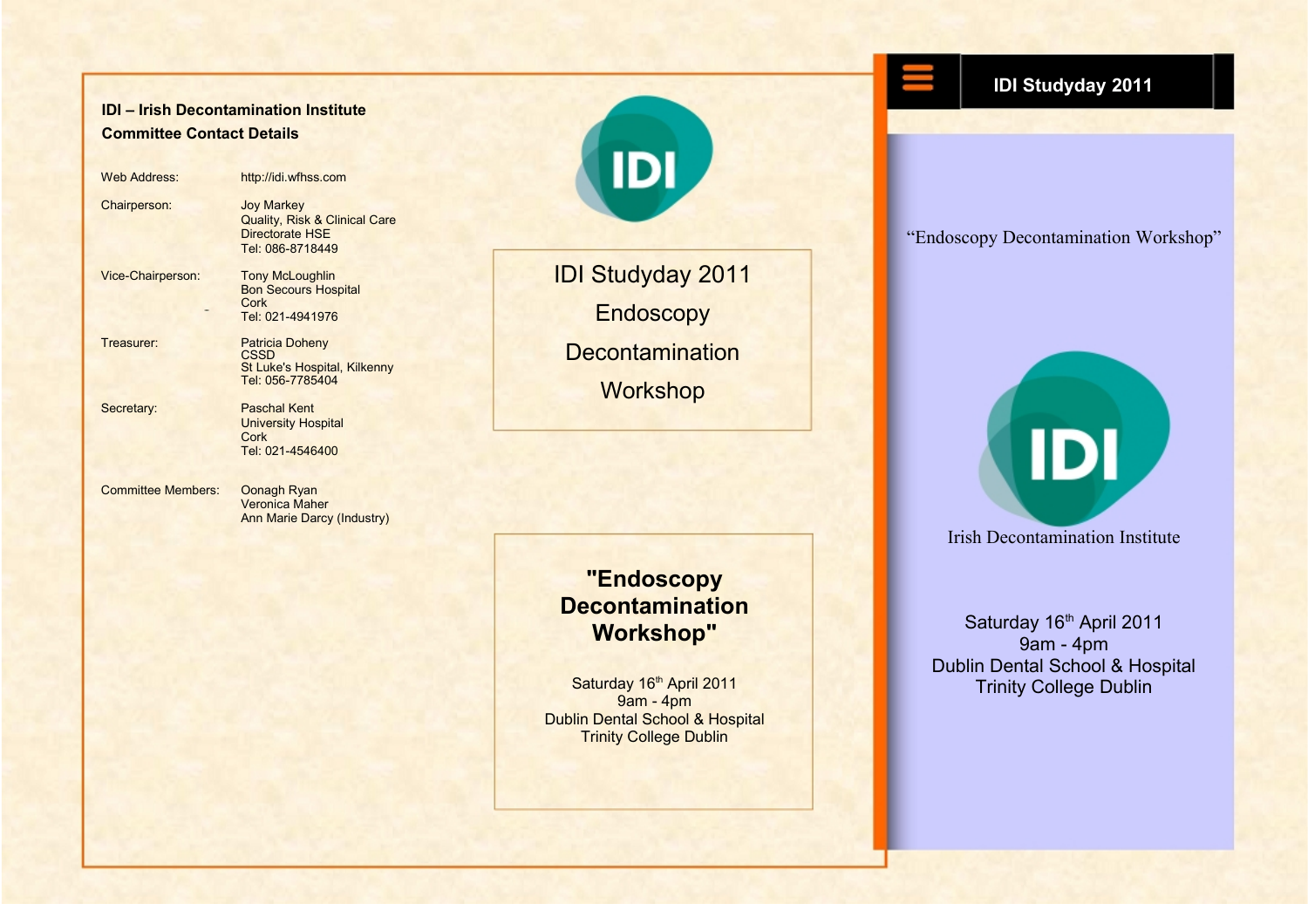**IDI – Irish Decontamination Institute**
**Committee Contact Details**

| | |
|---|---|
| Web Address: | http://idi.wfhss.com |
| Chairperson: | Joy Markey<br>Quality, Risk & Clinical Care<br>Directorate HSE<br>Tel: 086-8718449 |
| Vice-Chairperson: | Tony McLoughlin<br>Bon Secours Hospital<br>Cork<br>Tel: 021-4941976 |
| Treasurer: | Patricia Doheny<br>CSSD<br>St Luke's Hospital, Kilkenny<br>Tel: 056-7785404 |
| Secretary: | Paschal Kent<br>University Hospital<br>Cork<br>Tel: 021-4546400 |
| Committee Members: | Oonagh Ryan<br>Veronica Maher<br>Ann Marie Darcy (Industry) |

IDI

IDI Studyday 2011
Endoscopy
Decontamination
Workshop

**"Endoscopy Decontamination Workshop"**

Saturday 16th April 2011
9am - 4pm
Dublin Dental School & Hospital
Trinity College Dublin

**IDI Studyday 2011**

"Endoscopy Decontamination Workshop"

IDI

Irish Decontamination Institute

Saturday 16th April 2011
9am - 4pm
Dublin Dental School & Hospital
Trinity College Dublin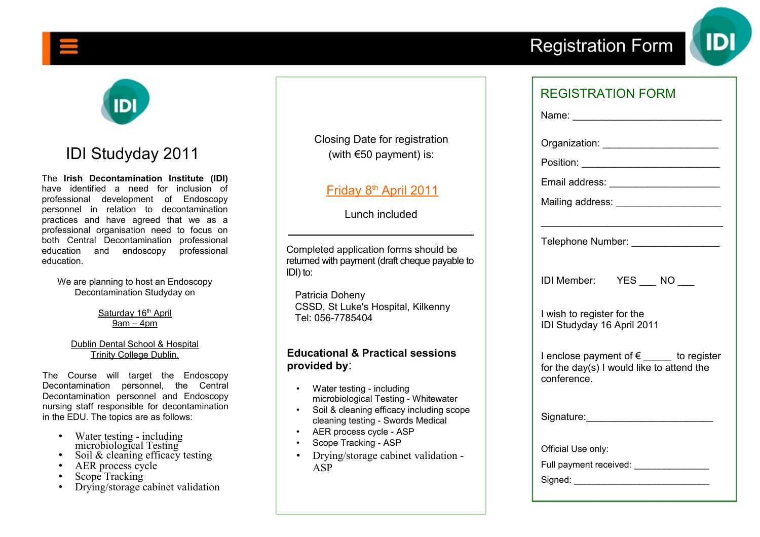# Registration Form

## IDI Studyday 2011

The **Irish Decontamination Institute (IDI)** have identified a need for inclusion of professional development of Endoscopy personnel in relation to decontamination practices and have agreed that we as a professional organisation need to focus on both Central Decontamination professional education and endoscopy professional education.

We are planning to host an Endoscopy Decontamination Studyday on

Saturday 16th April
9am – 4pm

Dublin Dental School & Hospital
Trinity College Dublin.

The Course will target the Endoscopy Decontamination personnel, the Central Decontamination personnel and Endoscopy nursing staff responsible for decontamination in the EDU. The topics are as follows:

- Water testing - including microbiological Testing
- Soil & cleaning efficacy testing
- AER process cycle
- Scope Tracking
- Drying/storage cabinet validation

Closing Date for registration (with €50 payment) is:

Friday 8th April 2011

Lunch included

---

Completed application forms should be returned with payment (draft cheque payable to IDI) to:

Patricia Doheny
CSSD, St Luke's Hospital, Kilkenny
Tel: 056-7785404

**Educational & Practical sessions provided by**:

- Water testing - including microbiological Testing - Whitewater
- Soil & cleaning efficacy including scope cleaning testing - Swords Medical
- AER process cycle - ASP
- Scope Tracking - ASP
- Drying/storage cabinet validation - ASP

## REGISTRATION FORM

Name: ___________________________

Organization: ____________________

Position: ________________________

Email address: ___________________

Mailing address: __________________

_________________________________

Telephone Number: _______________

IDI Member: YES ___ NO ___

I wish to register for the
IDI Studyday 16 April 2011

I enclose payment of € _____ to register for the day(s) I would like to attend the conference.

Signature:_______________________

Official Use only:

Full payment received: ______________

Signed: __________________________